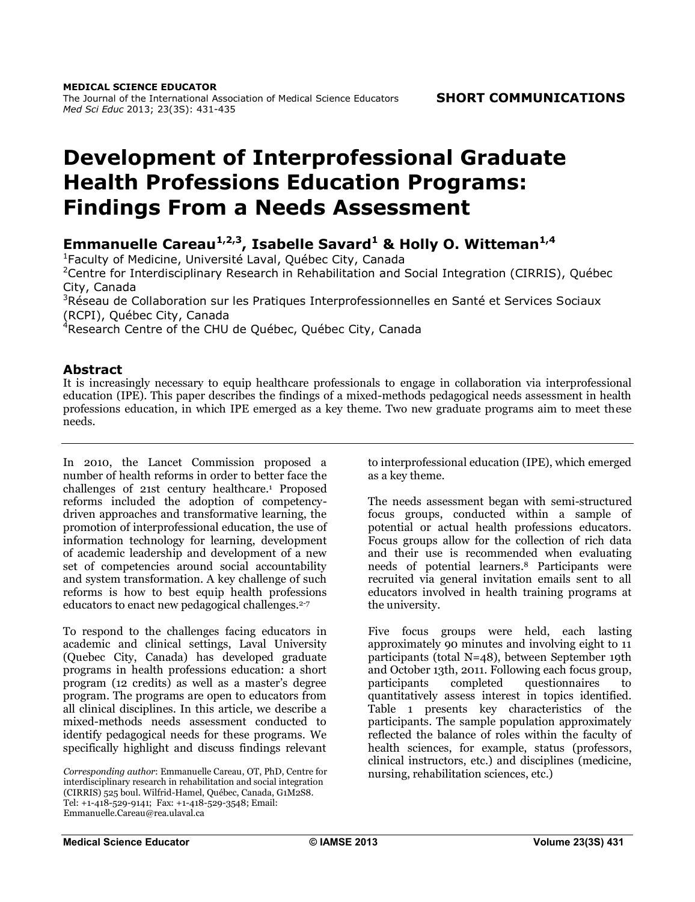**MEDICAL SCIENCE EDUCATOR**
The Journal of the International Association of Medical Science Educators
*Med Sci Educ* 2013; 23(3S): 431-435

**SHORT COMMUNICATIONS**

# Development of Interprofessional Graduate Health Professions Education Programs: Findings From a Needs Assessment

## Emmanuelle Careau[1,2,3], Isabelle Savard[1] & Holly O. Witteman[1,4]

[1]Faculty of Medicine, Université Laval, Québec City, Canada
[2]Centre for Interdisciplinary Research in Rehabilitation and Social Integration (CIRRIS), Québec City, Canada
[3]Réseau de Collaboration sur les Pratiques Interprofessionnelles en Santé et Services Sociaux (RCPI), Québec City, Canada
[4]Research Centre of the CHU de Québec, Québec City, Canada

### Abstract

It is increasingly necessary to equip healthcare professionals to engage in collaboration via interprofessional education (IPE). This paper describes the findings of a mixed-methods pedagogical needs assessment in health professions education, in which IPE emerged as a key theme. Two new graduate programs aim to meet these needs.

In 2010, the Lancet Commission proposed a number of health reforms in order to better face the challenges of 21st century healthcare.[1] Proposed reforms included the adoption of competency-driven approaches and transformative learning, the promotion of interprofessional education, the use of information technology for learning, development of academic leadership and development of a new set of competencies around social accountability and system transformation. A key challenge of such reforms is how to best equip health professions educators to enact new pedagogical challenges.[2-7]

To respond to the challenges facing educators in academic and clinical settings, Laval University (Quebec City, Canada) has developed graduate programs in health professions education: a short program (12 credits) as well as a master's degree program. The programs are open to educators from all clinical disciplines. In this article, we describe a mixed-methods needs assessment conducted to identify pedagogical needs for these programs. We specifically highlight and discuss findings relevant to interprofessional education (IPE), which emerged as a key theme.

The needs assessment began with semi-structured focus groups, conducted within a sample of potential or actual health professions educators. Focus groups allow for the collection of rich data and their use is recommended when evaluating needs of potential learners.[8] Participants were recruited via general invitation emails sent to all educators involved in health training programs at the university.

Five focus groups were held, each lasting approximately 90 minutes and involving eight to 11 participants (total N=48), between September 19th and October 13th, 2011. Following each focus group, participants completed questionnaires to quantitatively assess interest in topics identified. Table 1 presents key characteristics of the participants. The sample population approximately reflected the balance of roles within the faculty of health sciences, for example, status (professors, clinical instructors, etc.) and disciplines (medicine, nursing, rehabilitation sciences, etc.)

*Corresponding author*: Emmanuelle Careau, OT, PhD, Centre for interdisciplinary research in rehabilitation and social integration (CIRRIS) 525 boul. Wilfrid-Hamel, Québec, Canada, G1M2S8. Tel: +1-418-529-9141; Fax: +1-418-529-3548; Email: Emmanuelle.Careau@rea.ulaval.ca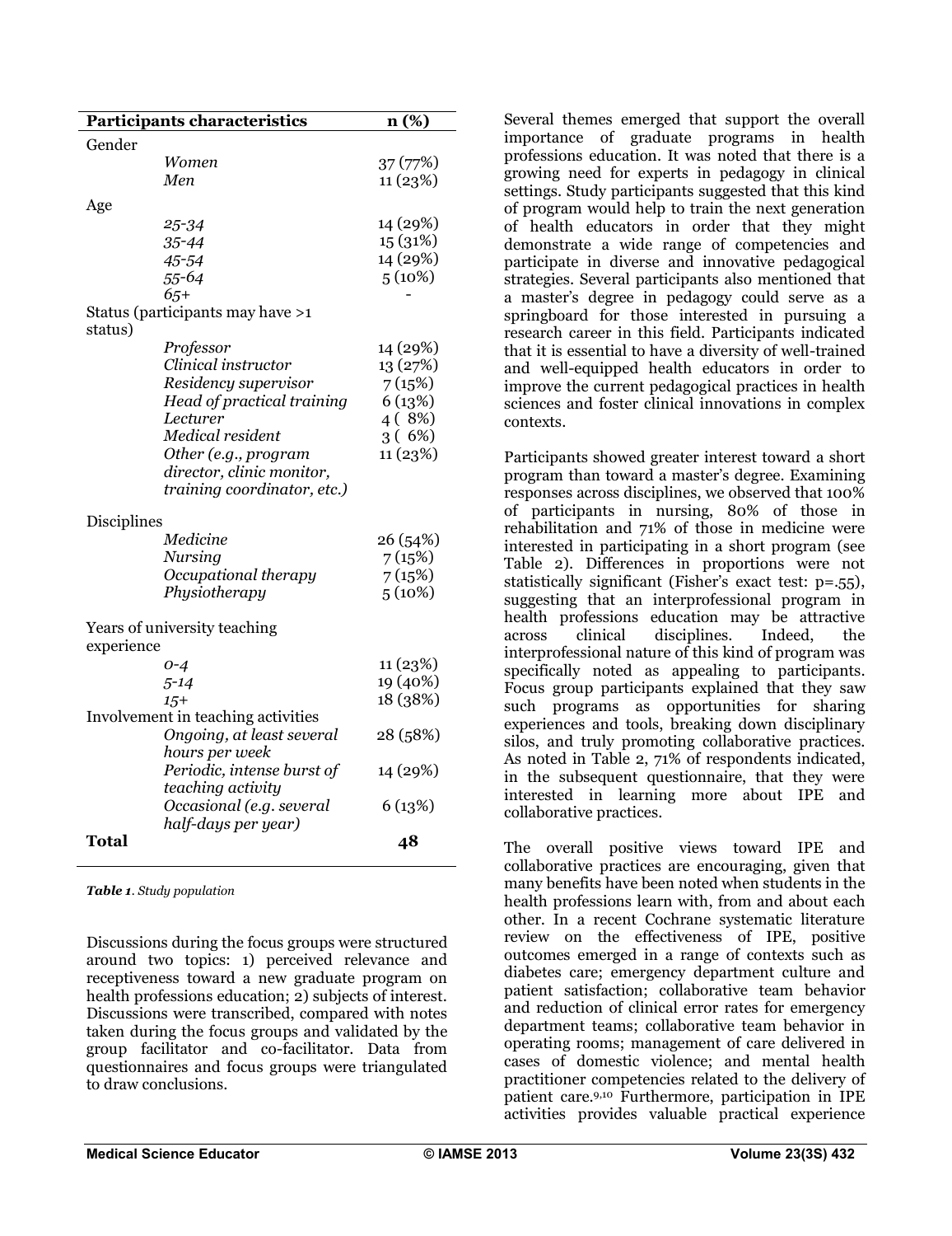| Participants characteristics | n (%) |
|---|---|
| Gender | |
| *Women* | 37 (77%) |
| *Men* | 11 (23%) |
| Age | |
| *25-34* | 14 (29%) |
| *35-44* | 15 (31%) |
| *45-54* | 14 (29%) |
| *55-64* | 5 (10%) |
| *65+* | - |
| Status (participants may have >1 status) | |
| *Professor* | 14 (29%) |
| *Clinical instructor* | 13 (27%) |
| *Residency supervisor* | 7 (15%) |
| *Head of practical training* | 6 (13%) |
| *Lecturer* | 4 ( 8%) |
| *Medical resident* | 3 ( 6%) |
| *Other (e.g., program director, clinic monitor, training coordinator, etc.)* | 11 (23%) |
| Disciplines | |
| *Medicine* | 26 (54%) |
| *Nursing* | 7 (15%) |
| *Occupational therapy* | 7 (15%) |
| *Physiotherapy* | 5 (10%) |
| Years of university teaching experience | |
| *0-4* | 11 (23%) |
| *5-14* | 19 (40%) |
| *15+* | 18 (38%) |
| Involvement in teaching activities | |
| *Ongoing, at least several hours per week* | 28 (58%) |
| *Periodic, intense burst of teaching activity* | 14 (29%) |
| *Occasional (e.g. several half-days per year)* | 6 (13%) |
| **Total** | **48** |

***Table 1**. Study population*

Discussions during the focus groups were structured around two topics: 1) perceived relevance and receptiveness toward a new graduate program on health professions education; 2) subjects of interest. Discussions were transcribed, compared with notes taken during the focus groups and validated by the group facilitator and co-facilitator. Data from questionnaires and focus groups were triangulated to draw conclusions.

Several themes emerged that support the overall importance of graduate programs in health professions education. It was noted that there is a growing need for experts in pedagogy in clinical settings. Study participants suggested that this kind of program would help to train the next generation of health educators in order that they might demonstrate a wide range of competencies and participate in diverse and innovative pedagogical strategies. Several participants also mentioned that a master's degree in pedagogy could serve as a springboard for those interested in pursuing a research career in this field. Participants indicated that it is essential to have a diversity of well-trained and well-equipped health educators in order to improve the current pedagogical practices in health sciences and foster clinical innovations in complex contexts.

Participants showed greater interest toward a short program than toward a master's degree. Examining responses across disciplines, we observed that 100% of participants in nursing, 80% of those in rehabilitation and 71% of those in medicine were interested in participating in a short program (see Table 2). Differences in proportions were not statistically significant (Fisher's exact test: p=.55), suggesting that an interprofessional program in health professions education may be attractive across clinical disciplines. Indeed, the interprofessional nature of this kind of program was specifically noted as appealing to participants. Focus group participants explained that they saw such programs as opportunities for sharing experiences and tools, breaking down disciplinary silos, and truly promoting collaborative practices. As noted in Table 2, 71% of respondents indicated, in the subsequent questionnaire, that they were interested in learning more about IPE and collaborative practices.

The overall positive views toward IPE and collaborative practices are encouraging, given that many benefits have been noted when students in the health professions learn with, from and about each other. In a recent Cochrane systematic literature review on the effectiveness of IPE, positive outcomes emerged in a range of contexts such as diabetes care; emergency department culture and patient satisfaction; collaborative team behavior and reduction of clinical error rates for emergency department teams; collaborative team behavior in operating rooms; management of care delivered in cases of domestic violence; and mental health practitioner competencies related to the delivery of patient care.[9,10] Furthermore, participation in IPE activities provides valuable practical experience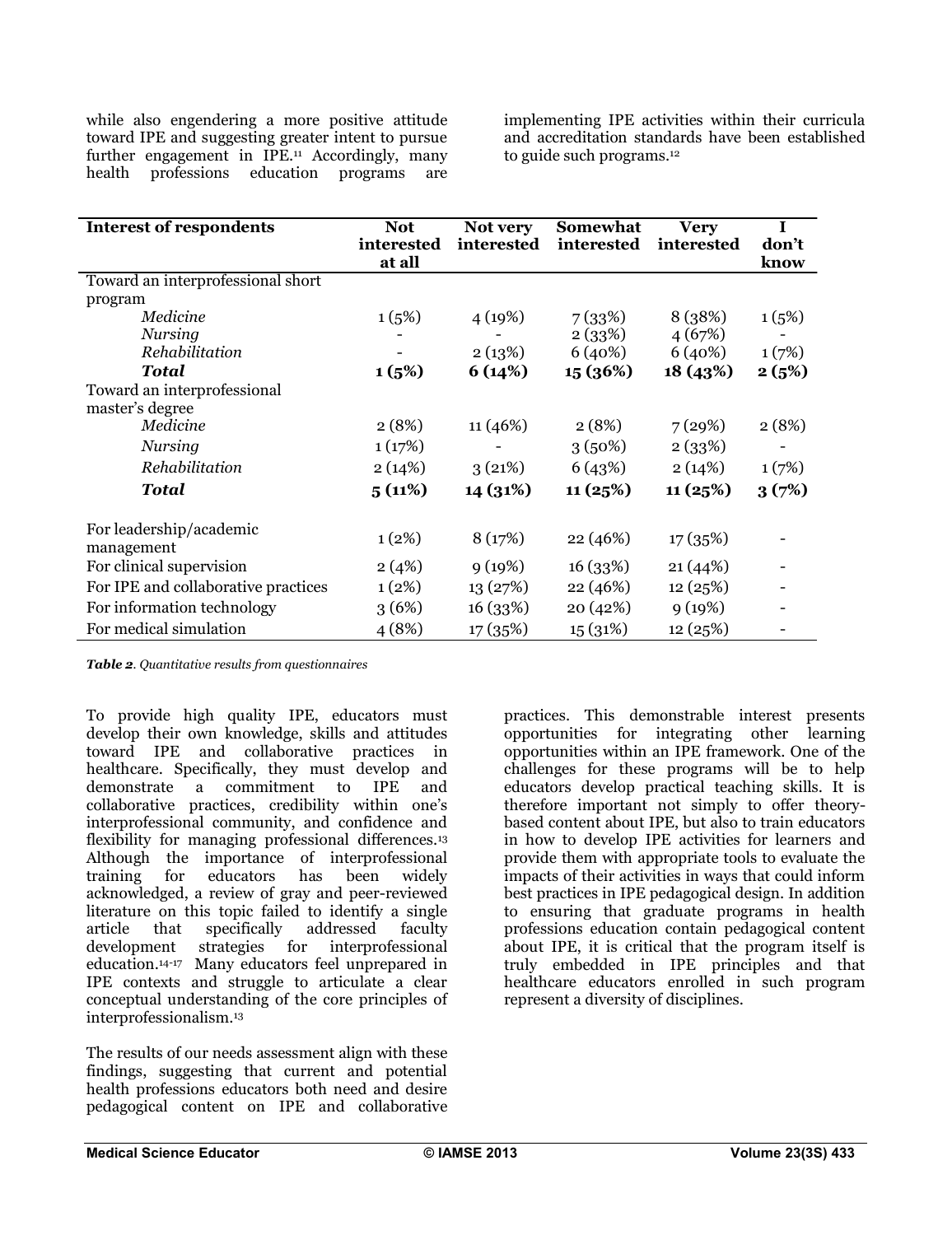while also engendering a more positive attitude toward IPE and suggesting greater intent to pursue further engagement in IPE.[11] Accordingly, many health professions education programs are implementing IPE activities within their curricula and accreditation standards have been established to guide such programs.[12]

| **Interest of respondents** | **Not interested at all** | **Not very interested** | **Somewhat interested** | **Very interested** | **I don't know** |
|---|---|---|---|---|---|
| Toward an interprofessional short program | | | | | |
| *Medicine* | 1 (5%) | 4 (19%) | 7 (33%) | 8 (38%) | 1 (5%) |
| *Nursing* | - | - | 2 (33%) | 4 (67%) | - |
| *Rehabilitation* | - | 2 (13%) | 6 (40%) | 6 (40%) | 1 (7%) |
| ***Total*** | **1 (5%)** | **6 (14%)** | **15 (36%)** | **18 (43%)** | **2 (5%)** |
| Toward an interprofessional master's degree | | | | | |
| *Medicine* | 2 (8%) | 11 (46%) | 2 (8%) | 7 (29%) | 2 (8%) |
| *Nursing* | 1 (17%) | - | 3 (50%) | 2 (33%) | - |
| *Rehabilitation* | 2 (14%) | 3 (21%) | 6 (43%) | 2 (14%) | 1 (7%) |
| ***Total*** | **5 (11%)** | **14 (31%)** | **11 (25%)** | **11 (25%)** | **3 (7%)** |
| For leadership/academic management | 1 (2%) | 8 (17%) | 22 (46%) | 17 (35%) | - |
| For clinical supervision | 2 (4%) | 9 (19%) | 16 (33%) | 21 (44%) | - |
| For IPE and collaborative practices | 1 (2%) | 13 (27%) | 22 (46%) | 12 (25%) | - |
| For information technology | 3 (6%) | 16 (33%) | 20 (42%) | 9 (19%) | - |
| For medical simulation | 4 (8%) | 17 (35%) | 15 (31%) | 12 (25%) | - |

***Table 2**. Quantitative results from questionnaires*

To provide high quality IPE, educators must develop their own knowledge, skills and attitudes toward IPE and collaborative practices in healthcare. Specifically, they must develop and demonstrate a commitment to IPE and collaborative practices, credibility within one's interprofessional community, and confidence and flexibility for managing professional differences.[13] Although the importance of interprofessional training for educators has been widely acknowledged, a review of gray and peer-reviewed literature on this topic failed to identify a single article that specifically addressed faculty development strategies for interprofessional education.[14-17] Many educators feel unprepared in IPE contexts and struggle to articulate a clear conceptual understanding of the core principles of interprofessionalism.[13]

The results of our needs assessment align with these findings, suggesting that current and potential health professions educators both need and desire pedagogical content on IPE and collaborative practices. This demonstrable interest presents opportunities for integrating other learning opportunities within an IPE framework. One of the challenges for these programs will be to help educators develop practical teaching skills. It is therefore important not simply to offer theory-based content about IPE, but also to train educators in how to develop IPE activities for learners and provide them with appropriate tools to evaluate the impacts of their activities in ways that could inform best practices in IPE pedagogical design. In addition to ensuring that graduate programs in health professions education contain pedagogical content about IPE, it is critical that the program itself is truly embedded in IPE principles and that healthcare educators enrolled in such program represent a diversity of disciplines.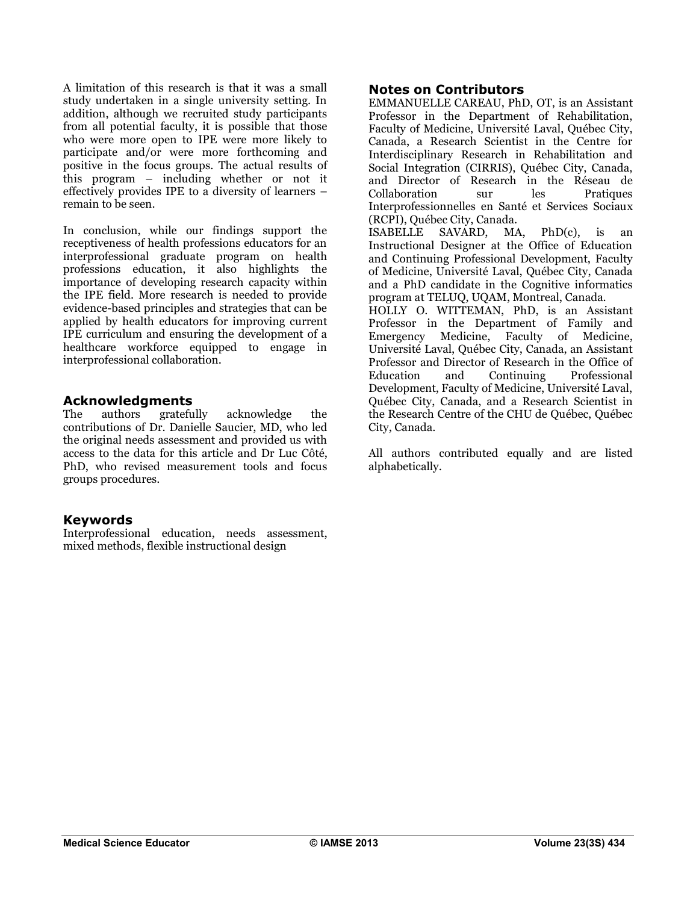A limitation of this research is that it was a small study undertaken in a single university setting. In addition, although we recruited study participants from all potential faculty, it is possible that those who were more open to IPE were more likely to participate and/or were more forthcoming and positive in the focus groups. The actual results of this program – including whether or not it effectively provides IPE to a diversity of learners – remain to be seen.

In conclusion, while our findings support the receptiveness of health professions educators for an interprofessional graduate program on health professions education, it also highlights the importance of developing research capacity within the IPE field. More research is needed to provide evidence-based principles and strategies that can be applied by health educators for improving current IPE curriculum and ensuring the development of a healthcare workforce equipped to engage in interprofessional collaboration.

## Acknowledgments

The authors gratefully acknowledge the contributions of Dr. Danielle Saucier, MD, who led the original needs assessment and provided us with access to the data for this article and Dr Luc Côté, PhD, who revised measurement tools and focus groups procedures.

## Keywords

Interprofessional education, needs assessment, mixed methods, flexible instructional design

## Notes on Contributors

EMMANUELLE CAREAU, PhD, OT, is an Assistant Professor in the Department of Rehabilitation, Faculty of Medicine, Université Laval, Québec City, Canada, a Research Scientist in the Centre for Interdisciplinary Research in Rehabilitation and Social Integration (CIRRIS), Québec City, Canada, and Director of Research in the Réseau de Collaboration sur les Pratiques Interprofessionnelles en Santé et Services Sociaux (RCPI), Québec City, Canada.

ISABELLE SAVARD, MA, PhD(c), is an Instructional Designer at the Office of Education and Continuing Professional Development, Faculty of Medicine, Université Laval, Québec City, Canada and a PhD candidate in the Cognitive informatics program at TELUQ, UQAM, Montreal, Canada.

HOLLY O. WITTEMAN, PhD, is an Assistant Professor in the Department of Family and Emergency Medicine, Faculty of Medicine, Université Laval, Québec City, Canada, an Assistant Professor and Director of Research in the Office of Education and Continuing Professional Development, Faculty of Medicine, Université Laval, Québec City, Canada, and a Research Scientist in the Research Centre of the CHU de Québec, Québec City, Canada.

All authors contributed equally and are listed alphabetically.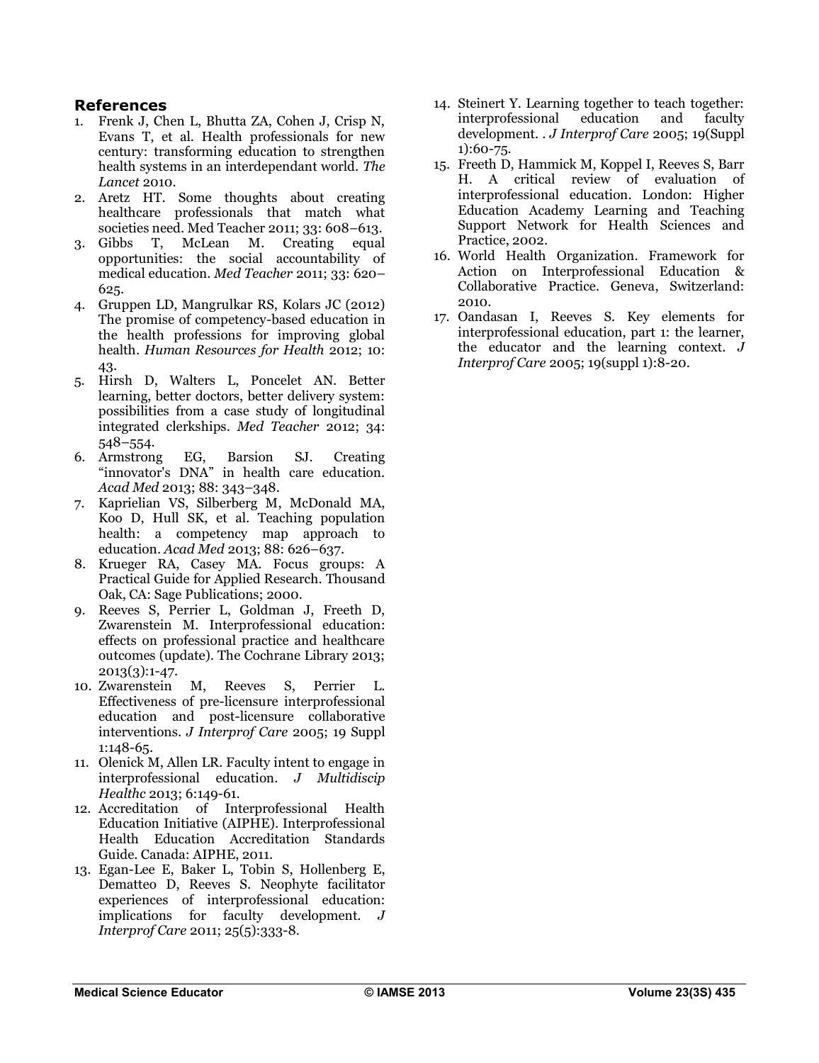## References

1. Frenk J, Chen L, Bhutta ZA, Cohen J, Crisp N, Evans T, et al. Health professionals for new century: transforming education to strengthen health systems in an interdependant world. *The Lancet* 2010.
2. Aretz HT. Some thoughts about creating healthcare professionals that match what societies need. Med Teacher 2011; 33: 608–613.
3. Gibbs T, McLean M. Creating equal opportunities: the social accountability of medical education. *Med Teacher* 2011; 33: 620–625.
4. Gruppen LD, Mangrulkar RS, Kolars JC (2012) The promise of competency-based education in the health professions for improving global health. *Human Resources for Health* 2012; 10: 43.
5. Hirsh D, Walters L, Poncelet AN. Better learning, better doctors, better delivery system: possibilities from a case study of longitudinal integrated clerkships. *Med Teacher* 2012; 34: 548–554.
6. Armstrong EG, Barsion SJ. Creating "innovator's DNA" in health care education. *Acad Med* 2013; 88: 343–348.
7. Kaprielian VS, Silberberg M, McDonald MA, Koo D, Hull SK, et al. Teaching population health: a competency map approach to education. *Acad Med* 2013; 88: 626–637.
8. Krueger RA, Casey MA. Focus groups: A Practical Guide for Applied Research. Thousand Oak, CA: Sage Publications; 2000.
9. Reeves S, Perrier L, Goldman J, Freeth D, Zwarenstein M. Interprofessional education: effects on professional practice and healthcare outcomes (update). The Cochrane Library 2013; 2013(3):1-47.
10. Zwarenstein M, Reeves S, Perrier L. Effectiveness of pre-licensure interprofessional education and post-licensure collaborative interventions. *J Interprof Care* 2005; 19 Suppl 1:148-65.
11. Olenick M, Allen LR. Faculty intent to engage in interprofessional education. *J Multidiscip Healthc* 2013; 6:149-61.
12. Accreditation of Interprofessional Health Education Initiative (AIPHE). Interprofessional Health Education Accreditation Standards Guide. Canada: AIPHE, 2011.
13. Egan-Lee E, Baker L, Tobin S, Hollenberg E, Dematteo D, Reeves S. Neophyte facilitator experiences of interprofessional education: implications for faculty development. *J Interprof Care* 2011; 25(5):333-8.
14. Steinert Y. Learning together to teach together: interprofessional education and faculty development. . *J Interprof Care* 2005; 19(Suppl 1):60-75.
15. Freeth D, Hammick M, Koppel I, Reeves S, Barr H. A critical review of evaluation of interprofessional education. London: Higher Education Academy Learning and Teaching Support Network for Health Sciences and Practice, 2002.
16. World Health Organization. Framework for Action on Interprofessional Education & Collaborative Practice. Geneva, Switzerland: 2010.
17. Oandasan I, Reeves S. Key elements for interprofessional education, part 1: the learner, the educator and the learning context. *J Interprof Care* 2005; 19(suppl 1):8-20.